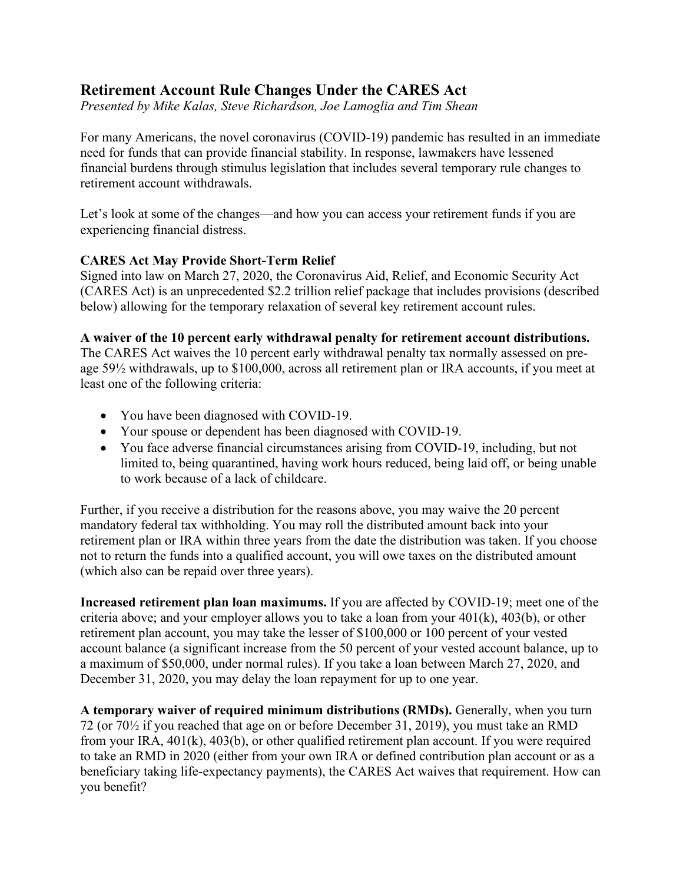## Retirement Account Rule Changes Under the CARES Act

*Presented by Mike Kalas, Steve Richardson, Joe Lamoglia and Tim Shean*

For many Americans, the novel coronavirus (COVID-19) pandemic has resulted in an immediate need for funds that can provide financial stability. In response, lawmakers have lessened financial burdens through stimulus legislation that includes several temporary rule changes to retirement account withdrawals.

Let's look at some of the changes—and how you can access your retirement funds if you are experiencing financial distress.

**CARES Act May Provide Short-Term Relief**

Signed into law on March 27, 2020, the Coronavirus Aid, Relief, and Economic Security Act (CARES Act) is an unprecedented $2.2 trillion relief package that includes provisions (described below) allowing for the temporary relaxation of several key retirement account rules.

**A waiver of the 10 percent early withdrawal penalty for retirement account distributions.** The CARES Act waives the 10 percent early withdrawal penalty tax normally assessed on pre-age 59½ withdrawals, up to $100,000, across all retirement plan or IRA accounts, if you meet at least one of the following criteria:

- You have been diagnosed with COVID-19.
- Your spouse or dependent has been diagnosed with COVID-19.
- You face adverse financial circumstances arising from COVID-19, including, but not limited to, being quarantined, having work hours reduced, being laid off, or being unable to work because of a lack of childcare.

Further, if you receive a distribution for the reasons above, you may waive the 20 percent mandatory federal tax withholding. You may roll the distributed amount back into your retirement plan or IRA within three years from the date the distribution was taken. If you choose not to return the funds into a qualified account, you will owe taxes on the distributed amount (which also can be repaid over three years).

**Increased retirement plan loan maximums.** If you are affected by COVID-19; meet one of the criteria above; and your employer allows you to take a loan from your 401(k), 403(b), or other retirement plan account, you may take the lesser of $100,000 or 100 percent of your vested account balance (a significant increase from the 50 percent of your vested account balance, up to a maximum of $50,000, under normal rules). If you take a loan between March 27, 2020, and December 31, 2020, you may delay the loan repayment for up to one year.

**A temporary waiver of required minimum distributions (RMDs).** Generally, when you turn 72 (or 70½ if you reached that age on or before December 31, 2019), you must take an RMD from your IRA, 401(k), 403(b), or other qualified retirement plan account. If you were required to take an RMD in 2020 (either from your own IRA or defined contribution plan account or as a beneficiary taking life-expectancy payments), the CARES Act waives that requirement. How can you benefit?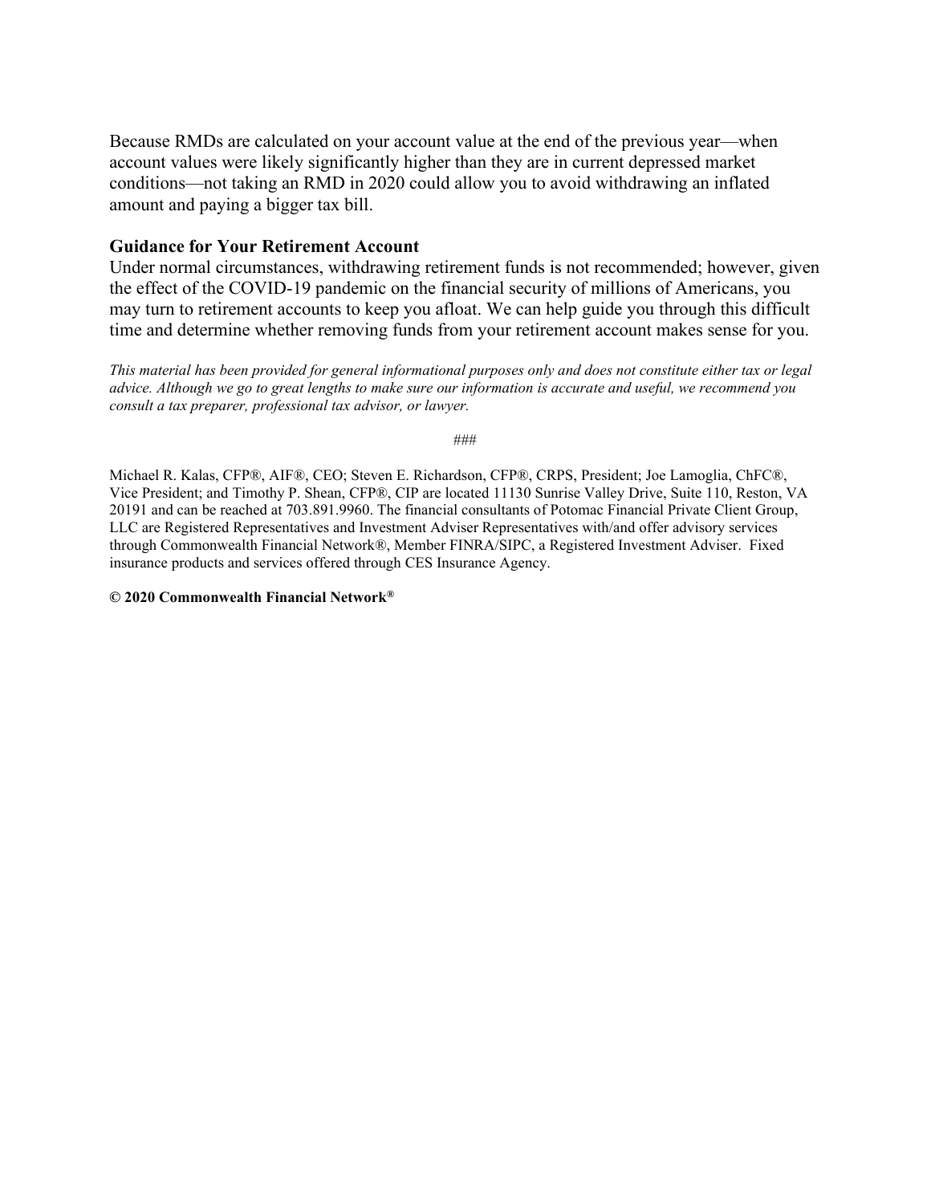Because RMDs are calculated on your account value at the end of the previous year—when account values were likely significantly higher than they are in current depressed market conditions—not taking an RMD in 2020 could allow you to avoid withdrawing an inflated amount and paying a bigger tax bill.

**Guidance for Your Retirement Account**

Under normal circumstances, withdrawing retirement funds is not recommended; however, given the effect of the COVID-19 pandemic on the financial security of millions of Americans, you may turn to retirement accounts to keep you afloat. We can help guide you through this difficult time and determine whether removing funds from your retirement account makes sense for you.

*This material has been provided for general informational purposes only and does not constitute either tax or legal advice. Although we go to great lengths to make sure our information is accurate and useful, we recommend you consult a tax preparer, professional tax advisor, or lawyer.*

###

Michael R. Kalas, CFP®, AIF®, CEO; Steven E. Richardson, CFP®, CRPS, President; Joe Lamoglia, ChFC®, Vice President; and Timothy P. Shean, CFP®, CIP are located 11130 Sunrise Valley Drive, Suite 110, Reston, VA 20191 and can be reached at 703.891.9960. The financial consultants of Potomac Financial Private Client Group, LLC are Registered Representatives and Investment Adviser Representatives with/and offer advisory services through Commonwealth Financial Network®, Member FINRA/SIPC, a Registered Investment Adviser. Fixed insurance products and services offered through CES Insurance Agency.

**© 2020 Commonwealth Financial Network®**